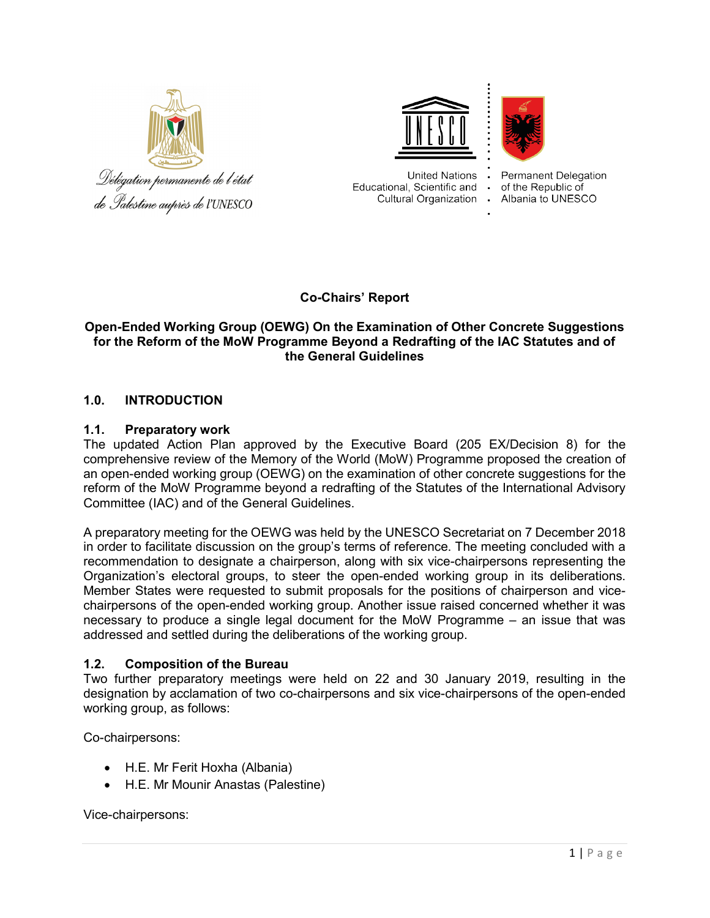Délégation permanente de l'état de Palestine auprès de l'UNESCO

United Nations Educational, Scientific and Cultural Organization

Permanent Delegation of the Republic of Albania to UNESCO

**Co-Chairs' Report**

**Open-Ended Working Group (OEWG) On the Examination of Other Concrete Suggestions for the Reform of the MoW Programme Beyond a Redrafting of the IAC Statutes and of the General Guidelines**

## 1.0. INTRODUCTION

### 1.1. Preparatory work

The updated Action Plan approved by the Executive Board (205 EX/Decision 8) for the comprehensive review of the Memory of the World (MoW) Programme proposed the creation of an open-ended working group (OEWG) on the examination of other concrete suggestions for the reform of the MoW Programme beyond a redrafting of the Statutes of the International Advisory Committee (IAC) and of the General Guidelines.

A preparatory meeting for the OEWG was held by the UNESCO Secretariat on 7 December 2018 in order to facilitate discussion on the group's terms of reference. The meeting concluded with a recommendation to designate a chairperson, along with six vice-chairpersons representing the Organization's electoral groups, to steer the open-ended working group in its deliberations. Member States were requested to submit proposals for the positions of chairperson and vice-chairpersons of the open-ended working group. Another issue raised concerned whether it was necessary to produce a single legal document for the MoW Programme – an issue that was addressed and settled during the deliberations of the working group.

### 1.2. Composition of the Bureau

Two further preparatory meetings were held on 22 and 30 January 2019, resulting in the designation by acclamation of two co-chairpersons and six vice-chairpersons of the open-ended working group, as follows:

Co-chairpersons:

- H.E. Mr Ferit Hoxha (Albania)
- H.E. Mr Mounir Anastas (Palestine)

Vice-chairpersons: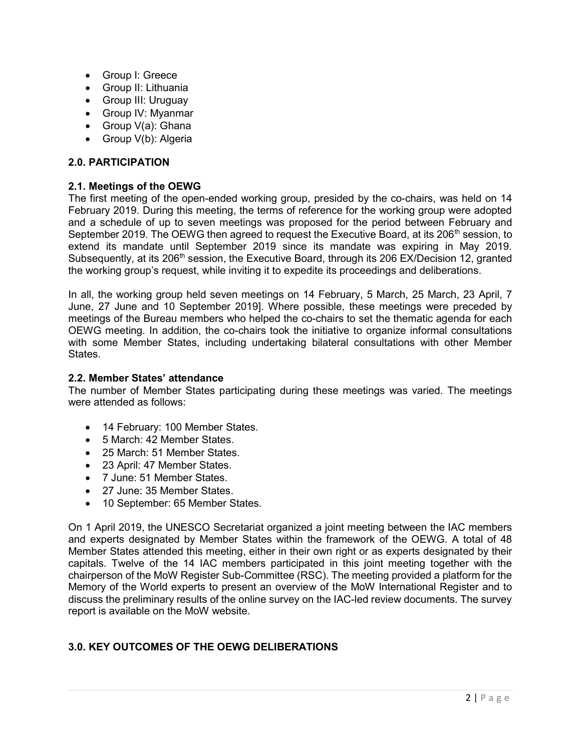- Group I: Greece
- Group II: Lithuania
- Group III: Uruguay
- Group IV: Myanmar
- Group V(a): Ghana
- Group V(b): Algeria

## 2.0. PARTICIPATION

### 2.1. Meetings of the OEWG

The first meeting of the open-ended working group, presided by the co-chairs, was held on 14 February 2019. During this meeting, the terms of reference for the working group were adopted and a schedule of up to seven meetings was proposed for the period between February and September 2019. The OEWG then agreed to request the Executive Board, at its 206th session, to extend its mandate until September 2019 since its mandate was expiring in May 2019. Subsequently, at its 206th session, the Executive Board, through its 206 EX/Decision 12, granted the working group's request, while inviting it to expedite its proceedings and deliberations.

In all, the working group held seven meetings on 14 February, 5 March, 25 March, 23 April, 7 June, 27 June and 10 September 2019]. Where possible, these meetings were preceded by meetings of the Bureau members who helped the co-chairs to set the thematic agenda for each OEWG meeting. In addition, the co-chairs took the initiative to organize informal consultations with some Member States, including undertaking bilateral consultations with other Member States.

### 2.2. Member States' attendance

The number of Member States participating during these meetings was varied. The meetings were attended as follows:

- 14 February: 100 Member States.
- 5 March: 42 Member States.
- 25 March: 51 Member States.
- 23 April: 47 Member States.
- 7 June: 51 Member States.
- 27 June: 35 Member States.
- 10 September: 65 Member States.

On 1 April 2019, the UNESCO Secretariat organized a joint meeting between the IAC members and experts designated by Member States within the framework of the OEWG. A total of 48 Member States attended this meeting, either in their own right or as experts designated by their capitals. Twelve of the 14 IAC members participated in this joint meeting together with the chairperson of the MoW Register Sub-Committee (RSC). The meeting provided a platform for the Memory of the World experts to present an overview of the MoW International Register and to discuss the preliminary results of the online survey on the IAC-led review documents. The survey report is available on the MoW website.

## 3.0. KEY OUTCOMES OF THE OEWG DELIBERATIONS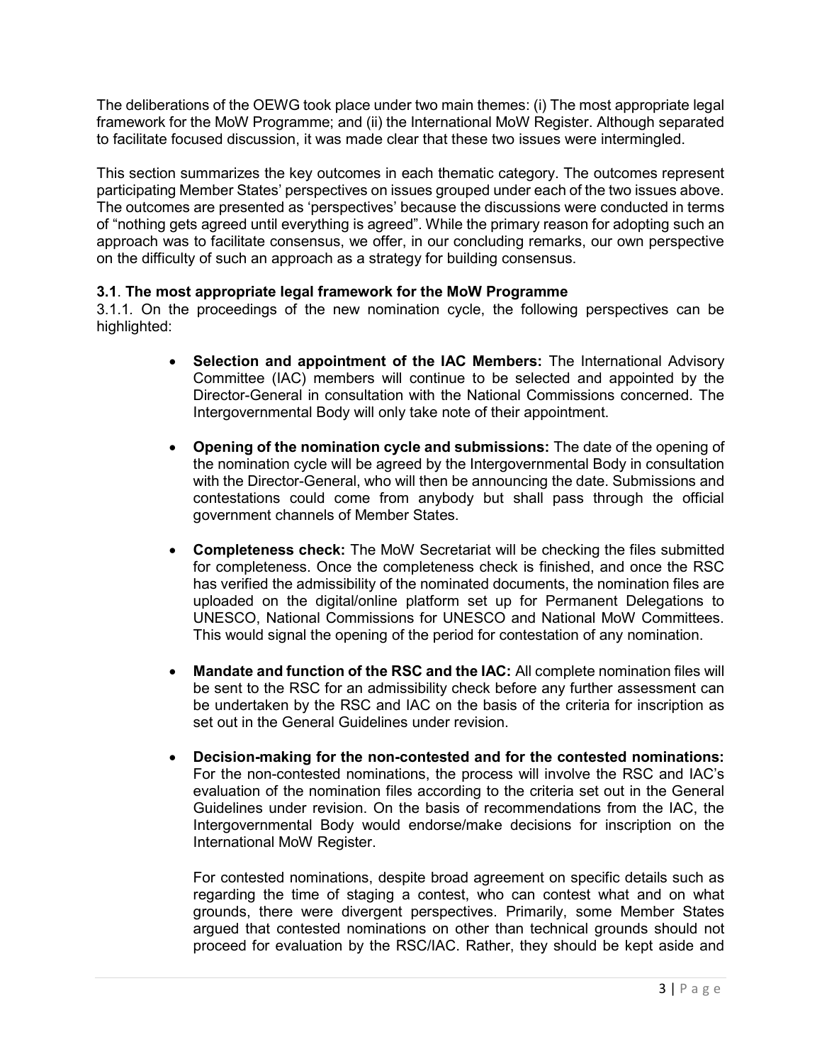The deliberations of the OEWG took place under two main themes: (i) The most appropriate legal framework for the MoW Programme; and (ii) the International MoW Register. Although separated to facilitate focused discussion, it was made clear that these two issues were intermingled.

This section summarizes the key outcomes in each thematic category. The outcomes represent participating Member States' perspectives on issues grouped under each of the two issues above. The outcomes are presented as 'perspectives' because the discussions were conducted in terms of "nothing gets agreed until everything is agreed". While the primary reason for adopting such an approach was to facilitate consensus, we offer, in our concluding remarks, our own perspective on the difficulty of such an approach as a strategy for building consensus.

### 3.1. The most appropriate legal framework for the MoW Programme

3.1.1. On the proceedings of the new nomination cycle, the following perspectives can be highlighted:

- **Selection and appointment of the IAC Members:** The International Advisory Committee (IAC) members will continue to be selected and appointed by the Director-General in consultation with the National Commissions concerned. The Intergovernmental Body will only take note of their appointment.

- **Opening of the nomination cycle and submissions:** The date of the opening of the nomination cycle will be agreed by the Intergovernmental Body in consultation with the Director-General, who will then be announcing the date. Submissions and contestations could come from anybody but shall pass through the official government channels of Member States.

- **Completeness check:** The MoW Secretariat will be checking the files submitted for completeness. Once the completeness check is finished, and once the RSC has verified the admissibility of the nominated documents, the nomination files are uploaded on the digital/online platform set up for Permanent Delegations to UNESCO, National Commissions for UNESCO and National MoW Committees. This would signal the opening of the period for contestation of any nomination.

- **Mandate and function of the RSC and the IAC:** All complete nomination files will be sent to the RSC for an admissibility check before any further assessment can be undertaken by the RSC and IAC on the basis of the criteria for inscription as set out in the General Guidelines under revision.

- **Decision-making for the non-contested and for the contested nominations:** For the non-contested nominations, the process will involve the RSC and IAC's evaluation of the nomination files according to the criteria set out in the General Guidelines under revision. On the basis of recommendations from the IAC, the Intergovernmental Body would endorse/make decisions for inscription on the International MoW Register.

  For contested nominations, despite broad agreement on specific details such as regarding the time of staging a contest, who can contest what and on what grounds, there were divergent perspectives. Primarily, some Member States argued that contested nominations on other than technical grounds should not proceed for evaluation by the RSC/IAC. Rather, they should be kept aside and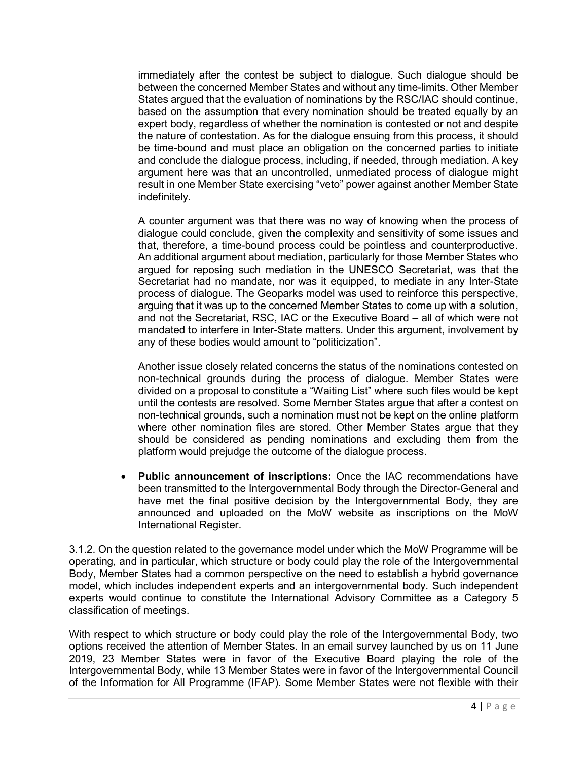immediately after the contest be subject to dialogue. Such dialogue should be between the concerned Member States and without any time-limits. Other Member States argued that the evaluation of nominations by the RSC/IAC should continue, based on the assumption that every nomination should be treated equally by an expert body, regardless of whether the nomination is contested or not and despite the nature of contestation. As for the dialogue ensuing from this process, it should be time-bound and must place an obligation on the concerned parties to initiate and conclude the dialogue process, including, if needed, through mediation. A key argument here was that an uncontrolled, unmediated process of dialogue might result in one Member State exercising "veto" power against another Member State indefinitely.

A counter argument was that there was no way of knowing when the process of dialogue could conclude, given the complexity and sensitivity of some issues and that, therefore, a time-bound process could be pointless and counterproductive. An additional argument about mediation, particularly for those Member States who argued for reposing such mediation in the UNESCO Secretariat, was that the Secretariat had no mandate, nor was it equipped, to mediate in any Inter-State process of dialogue. The Geoparks model was used to reinforce this perspective, arguing that it was up to the concerned Member States to come up with a solution, and not the Secretariat, RSC, IAC or the Executive Board – all of which were not mandated to interfere in Inter-State matters. Under this argument, involvement by any of these bodies would amount to "politicization".

Another issue closely related concerns the status of the nominations contested on non-technical grounds during the process of dialogue. Member States were divided on a proposal to constitute a "Waiting List" where such files would be kept until the contests are resolved. Some Member States argue that after a contest on non-technical grounds, such a nomination must not be kept on the online platform where other nomination files are stored. Other Member States argue that they should be considered as pending nominations and excluding them from the platform would prejudge the outcome of the dialogue process.

- **Public announcement of inscriptions:** Once the IAC recommendations have been transmitted to the Intergovernmental Body through the Director-General and have met the final positive decision by the Intergovernmental Body, they are announced and uploaded on the MoW website as inscriptions on the MoW International Register.

3.1.2. On the question related to the governance model under which the MoW Programme will be operating, and in particular, which structure or body could play the role of the Intergovernmental Body, Member States had a common perspective on the need to establish a hybrid governance model, which includes independent experts and an intergovernmental body. Such independent experts would continue to constitute the International Advisory Committee as a Category 5 classification of meetings.

With respect to which structure or body could play the role of the Intergovernmental Body, two options received the attention of Member States. In an email survey launched by us on 11 June 2019, 23 Member States were in favor of the Executive Board playing the role of the Intergovernmental Body, while 13 Member States were in favor of the Intergovernmental Council of the Information for All Programme (IFAP). Some Member States were not flexible with their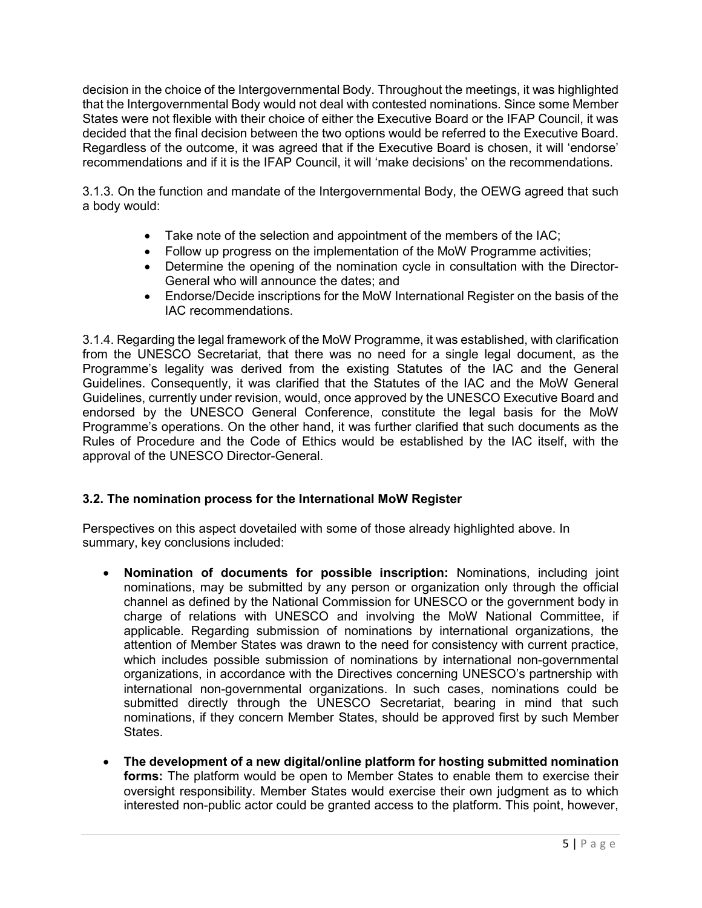decision in the choice of the Intergovernmental Body. Throughout the meetings, it was highlighted that the Intergovernmental Body would not deal with contested nominations. Since some Member States were not flexible with their choice of either the Executive Board or the IFAP Council, it was decided that the final decision between the two options would be referred to the Executive Board. Regardless of the outcome, it was agreed that if the Executive Board is chosen, it will 'endorse' recommendations and if it is the IFAP Council, it will 'make decisions' on the recommendations.

3.1.3. On the function and mandate of the Intergovernmental Body, the OEWG agreed that such a body would:

- Take note of the selection and appointment of the members of the IAC;
- Follow up progress on the implementation of the MoW Programme activities;
- Determine the opening of the nomination cycle in consultation with the Director-General who will announce the dates; and
- Endorse/Decide inscriptions for the MoW International Register on the basis of the IAC recommendations.

3.1.4. Regarding the legal framework of the MoW Programme, it was established, with clarification from the UNESCO Secretariat, that there was no need for a single legal document, as the Programme's legality was derived from the existing Statutes of the IAC and the General Guidelines. Consequently, it was clarified that the Statutes of the IAC and the MoW General Guidelines, currently under revision, would, once approved by the UNESCO Executive Board and endorsed by the UNESCO General Conference, constitute the legal basis for the MoW Programme's operations. On the other hand, it was further clarified that such documents as the Rules of Procedure and the Code of Ethics would be established by the IAC itself, with the approval of the UNESCO Director-General.

### 3.2. The nomination process for the International MoW Register

Perspectives on this aspect dovetailed with some of those already highlighted above. In summary, key conclusions included:

- **Nomination of documents for possible inscription:** Nominations, including joint nominations, may be submitted by any person or organization only through the official channel as defined by the National Commission for UNESCO or the government body in charge of relations with UNESCO and involving the MoW National Committee, if applicable. Regarding submission of nominations by international organizations, the attention of Member States was drawn to the need for consistency with current practice, which includes possible submission of nominations by international non-governmental organizations, in accordance with the Directives concerning UNESCO's partnership with international non-governmental organizations. In such cases, nominations could be submitted directly through the UNESCO Secretariat, bearing in mind that such nominations, if they concern Member States, should be approved first by such Member States.

- **The development of a new digital/online platform for hosting submitted nomination forms:** The platform would be open to Member States to enable them to exercise their oversight responsibility. Member States would exercise their own judgment as to which interested non-public actor could be granted access to the platform. This point, however,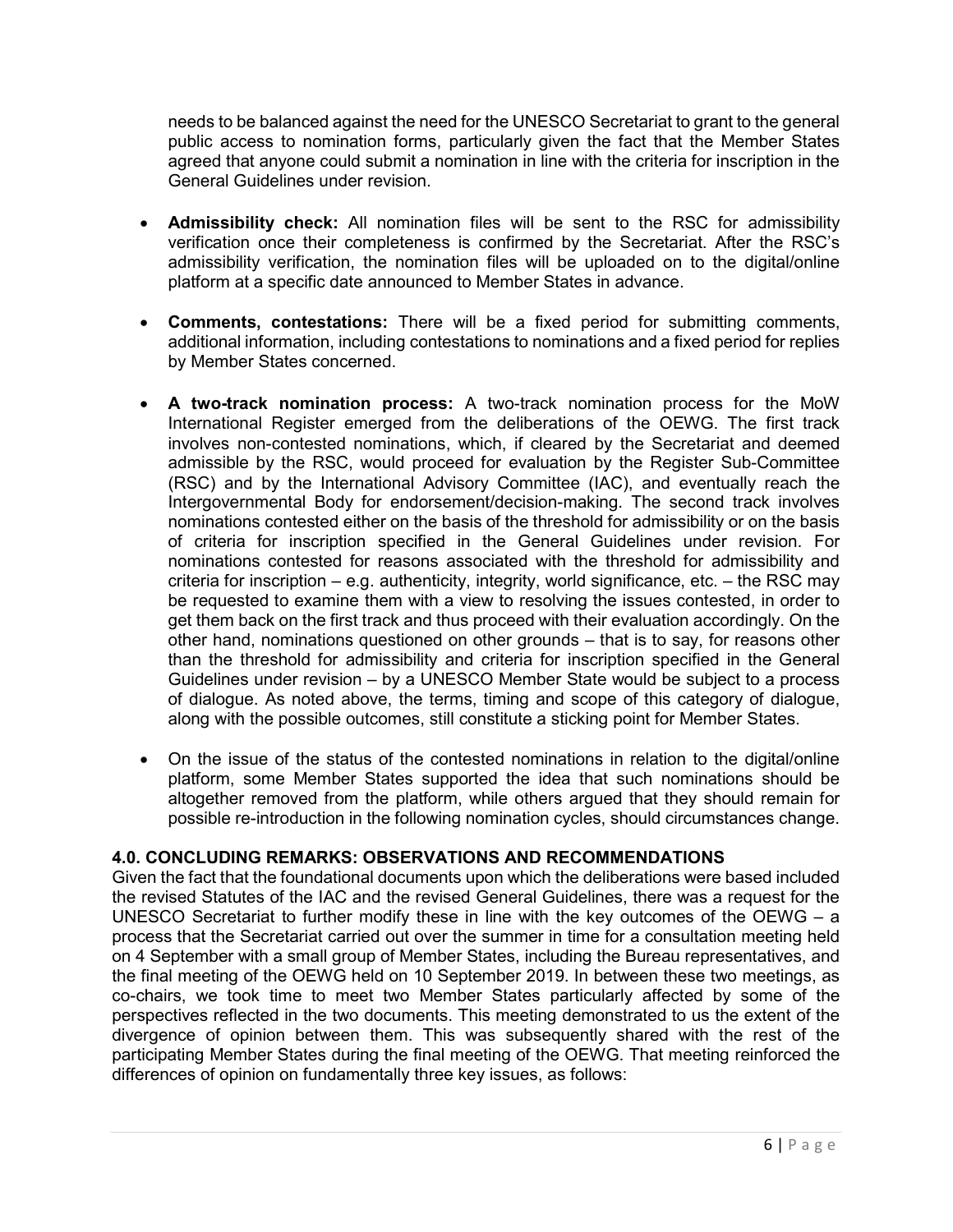needs to be balanced against the need for the UNESCO Secretariat to grant to the general public access to nomination forms, particularly given the fact that the Member States agreed that anyone could submit a nomination in line with the criteria for inscription in the General Guidelines under revision.

- **Admissibility check:** All nomination files will be sent to the RSC for admissibility verification once their completeness is confirmed by the Secretariat. After the RSC's admissibility verification, the nomination files will be uploaded on to the digital/online platform at a specific date announced to Member States in advance.

- **Comments, contestations:** There will be a fixed period for submitting comments, additional information, including contestations to nominations and a fixed period for replies by Member States concerned.

- **A two-track nomination process:** A two-track nomination process for the MoW International Register emerged from the deliberations of the OEWG. The first track involves non-contested nominations, which, if cleared by the Secretariat and deemed admissible by the RSC, would proceed for evaluation by the Register Sub-Committee (RSC) and by the International Advisory Committee (IAC), and eventually reach the Intergovernmental Body for endorsement/decision-making. The second track involves nominations contested either on the basis of the threshold for admissibility or on the basis of criteria for inscription specified in the General Guidelines under revision. For nominations contested for reasons associated with the threshold for admissibility and criteria for inscription – e.g. authenticity, integrity, world significance, etc. – the RSC may be requested to examine them with a view to resolving the issues contested, in order to get them back on the first track and thus proceed with their evaluation accordingly. On the other hand, nominations questioned on other grounds – that is to say, for reasons other than the threshold for admissibility and criteria for inscription specified in the General Guidelines under revision – by a UNESCO Member State would be subject to a process of dialogue. As noted above, the terms, timing and scope of this category of dialogue, along with the possible outcomes, still constitute a sticking point for Member States.

- On the issue of the status of the contested nominations in relation to the digital/online platform, some Member States supported the idea that such nominations should be altogether removed from the platform, while others argued that they should remain for possible re-introduction in the following nomination cycles, should circumstances change.

## 4.0. CONCLUDING REMARKS: OBSERVATIONS AND RECOMMENDATIONS

Given the fact that the foundational documents upon which the deliberations were based included the revised Statutes of the IAC and the revised General Guidelines, there was a request for the UNESCO Secretariat to further modify these in line with the key outcomes of the OEWG – a process that the Secretariat carried out over the summer in time for a consultation meeting held on 4 September with a small group of Member States, including the Bureau representatives, and the final meeting of the OEWG held on 10 September 2019. In between these two meetings, as co-chairs, we took time to meet two Member States particularly affected by some of the perspectives reflected in the two documents. This meeting demonstrated to us the extent of the divergence of opinion between them. This was subsequently shared with the rest of the participating Member States during the final meeting of the OEWG. That meeting reinforced the differences of opinion on fundamentally three key issues, as follows: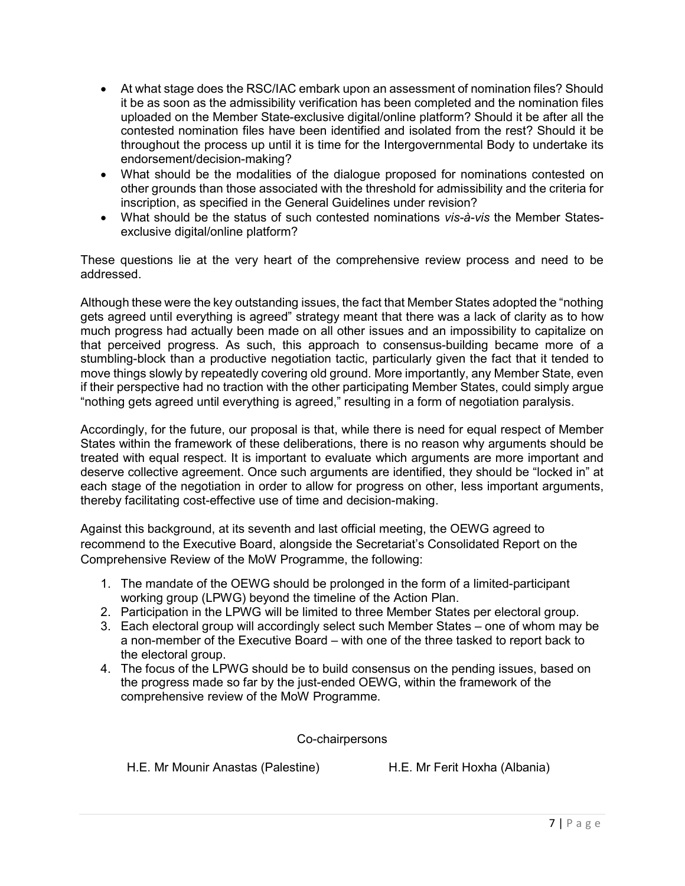- At what stage does the RSC/IAC embark upon an assessment of nomination files? Should it be as soon as the admissibility verification has been completed and the nomination files uploaded on the Member State-exclusive digital/online platform? Should it be after all the contested nomination files have been identified and isolated from the rest? Should it be throughout the process up until it is time for the Intergovernmental Body to undertake its endorsement/decision-making?
- What should be the modalities of the dialogue proposed for nominations contested on other grounds than those associated with the threshold for admissibility and the criteria for inscription, as specified in the General Guidelines under revision?
- What should be the status of such contested nominations *vis-à-vis* the Member States-exclusive digital/online platform?

These questions lie at the very heart of the comprehensive review process and need to be addressed.

Although these were the key outstanding issues, the fact that Member States adopted the "nothing gets agreed until everything is agreed" strategy meant that there was a lack of clarity as to how much progress had actually been made on all other issues and an impossibility to capitalize on that perceived progress. As such, this approach to consensus-building became more of a stumbling-block than a productive negotiation tactic, particularly given the fact that it tended to move things slowly by repeatedly covering old ground. More importantly, any Member State, even if their perspective had no traction with the other participating Member States, could simply argue "nothing gets agreed until everything is agreed," resulting in a form of negotiation paralysis.

Accordingly, for the future, our proposal is that, while there is need for equal respect of Member States within the framework of these deliberations, there is no reason why arguments should be treated with equal respect. It is important to evaluate which arguments are more important and deserve collective agreement. Once such arguments are identified, they should be "locked in" at each stage of the negotiation in order to allow for progress on other, less important arguments, thereby facilitating cost-effective use of time and decision-making.

Against this background, at its seventh and last official meeting, the OEWG agreed to recommend to the Executive Board, alongside the Secretariat's Consolidated Report on the Comprehensive Review of the MoW Programme, the following:

1. The mandate of the OEWG should be prolonged in the form of a limited-participant working group (LPWG) beyond the timeline of the Action Plan.
2. Participation in the LPWG will be limited to three Member States per electoral group.
3. Each electoral group will accordingly select such Member States – one of whom may be a non-member of the Executive Board – with one of the three tasked to report back to the electoral group.
4. The focus of the LPWG should be to build consensus on the pending issues, based on the progress made so far by the just-ended OEWG, within the framework of the comprehensive review of the MoW Programme.

Co-chairpersons

H.E. Mr Mounir Anastas (Palestine) H.E. Mr Ferit Hoxha (Albania)